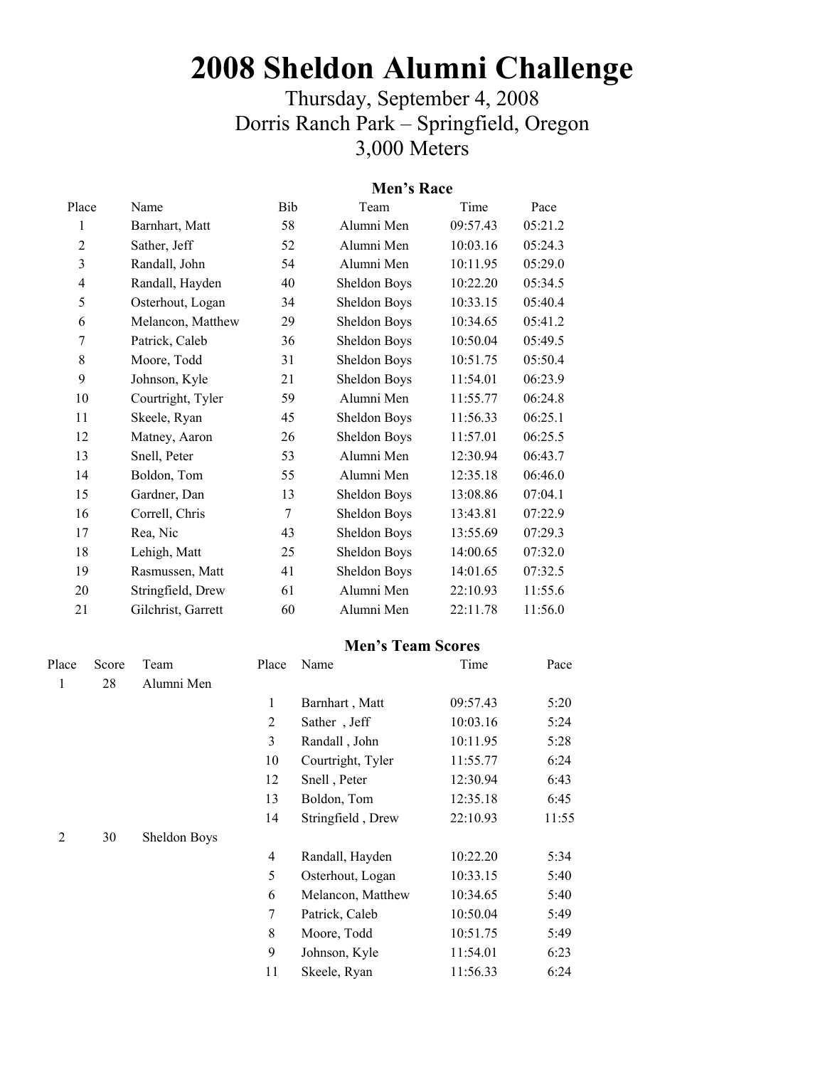# 2008 Sheldon Alumni Challenge

Thursday, September 4, 2008
Dorris Ranch Park – Springfield, Oregon
3,000 Meters

## Men's Race

| Place | Name | Bib | Team | Time | Pace |
|---|---|---|---|---|---|
| 1 | Barnhart, Matt | 58 | Alumni Men | 09:57.43 | 05:21.2 |
| 2 | Sather, Jeff | 52 | Alumni Men | 10:03.16 | 05:24.3 |
| 3 | Randall, John | 54 | Alumni Men | 10:11.95 | 05:29.0 |
| 4 | Randall, Hayden | 40 | Sheldon Boys | 10:22.20 | 05:34.5 |
| 5 | Osterhout, Logan | 34 | Sheldon Boys | 10:33.15 | 05:40.4 |
| 6 | Melancon, Matthew | 29 | Sheldon Boys | 10:34.65 | 05:41.2 |
| 7 | Patrick, Caleb | 36 | Sheldon Boys | 10:50.04 | 05:49.5 |
| 8 | Moore, Todd | 31 | Sheldon Boys | 10:51.75 | 05:50.4 |
| 9 | Johnson, Kyle | 21 | Sheldon Boys | 11:54.01 | 06:23.9 |
| 10 | Courtright, Tyler | 59 | Alumni Men | 11:55.77 | 06:24.8 |
| 11 | Skeele, Ryan | 45 | Sheldon Boys | 11:56.33 | 06:25.1 |
| 12 | Matney, Aaron | 26 | Sheldon Boys | 11:57.01 | 06:25.5 |
| 13 | Snell, Peter | 53 | Alumni Men | 12:30.94 | 06:43.7 |
| 14 | Boldon, Tom | 55 | Alumni Men | 12:35.18 | 06:46.0 |
| 15 | Gardner, Dan | 13 | Sheldon Boys | 13:08.86 | 07:04.1 |
| 16 | Correll, Chris | 7 | Sheldon Boys | 13:43.81 | 07:22.9 |
| 17 | Rea, Nic | 43 | Sheldon Boys | 13:55.69 | 07:29.3 |
| 18 | Lehigh, Matt | 25 | Sheldon Boys | 14:00.65 | 07:32.0 |
| 19 | Rasmussen, Matt | 41 | Sheldon Boys | 14:01.65 | 07:32.5 |
| 20 | Stringfield, Drew | 61 | Alumni Men | 22:10.93 | 11:55.6 |
| 21 | Gilchrist, Garrett | 60 | Alumni Men | 22:11.78 | 11:56.0 |

## Men's Team Scores

| Place | Score | Team | Place | Name | Time | Pace |
|---|---|---|---|---|---|---|
| 1 | 28 | Alumni Men | | | | |
| | | | 1 | Barnhart , Matt | 09:57.43 | 5:20 |
| | | | 2 | Sather , Jeff | 10:03.16 | 5:24 |
| | | | 3 | Randall , John | 10:11.95 | 5:28 |
| | | | 10 | Courtright, Tyler | 11:55.77 | 6:24 |
| | | | 12 | Snell , Peter | 12:30.94 | 6:43 |
| | | | 13 | Boldon, Tom | 12:35.18 | 6:45 |
| | | | 14 | Stringfield , Drew | 22:10.93 | 11:55 |
| 2 | 30 | Sheldon Boys | | | | |
| | | | 4 | Randall, Hayden | 10:22.20 | 5:34 |
| | | | 5 | Osterhout, Logan | 10:33.15 | 5:40 |
| | | | 6 | Melancon, Matthew | 10:34.65 | 5:40 |
| | | | 7 | Patrick, Caleb | 10:50.04 | 5:49 |
| | | | 8 | Moore, Todd | 10:51.75 | 5:49 |
| | | | 9 | Johnson, Kyle | 11:54.01 | 6:23 |
| | | | 11 | Skeele, Ryan | 11:56.33 | 6:24 |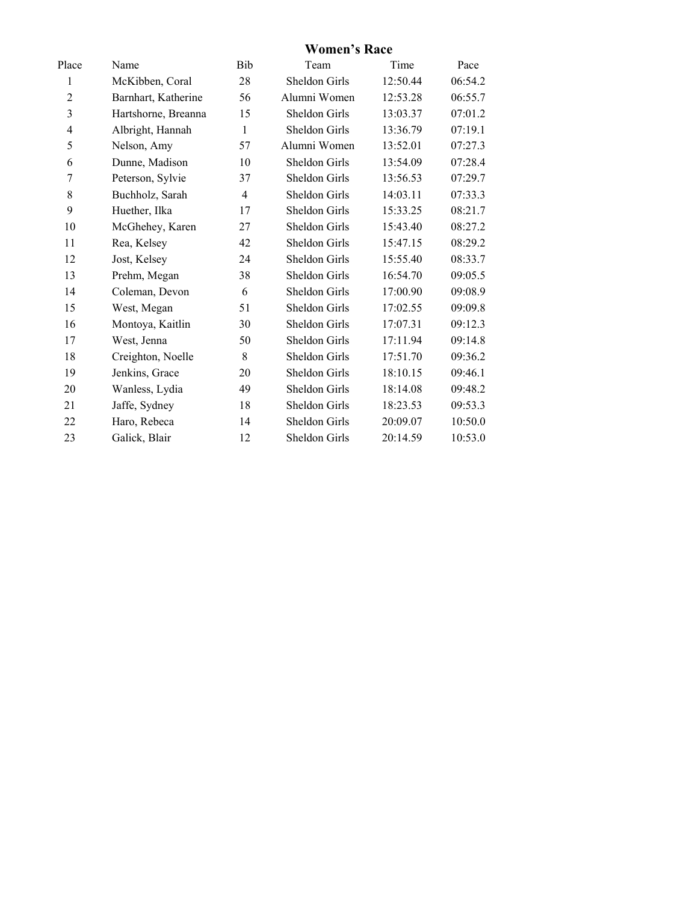## Women's Race

| Place | Name | Bib | Team | Time | Pace |
|---|---|---|---|---|---|
| 1 | McKibben, Coral | 28 | Sheldon Girls | 12:50.44 | 06:54.2 |
| 2 | Barnhart, Katherine | 56 | Alumni Women | 12:53.28 | 06:55.7 |
| 3 | Hartshorne, Breanna | 15 | Sheldon Girls | 13:03.37 | 07:01.2 |
| 4 | Albright, Hannah | 1 | Sheldon Girls | 13:36.79 | 07:19.1 |
| 5 | Nelson, Amy | 57 | Alumni Women | 13:52.01 | 07:27.3 |
| 6 | Dunne, Madison | 10 | Sheldon Girls | 13:54.09 | 07:28.4 |
| 7 | Peterson, Sylvie | 37 | Sheldon Girls | 13:56.53 | 07:29.7 |
| 8 | Buchholz, Sarah | 4 | Sheldon Girls | 14:03.11 | 07:33.3 |
| 9 | Huether, Ilka | 17 | Sheldon Girls | 15:33.25 | 08:21.7 |
| 10 | McGhehey, Karen | 27 | Sheldon Girls | 15:43.40 | 08:27.2 |
| 11 | Rea, Kelsey | 42 | Sheldon Girls | 15:47.15 | 08:29.2 |
| 12 | Jost, Kelsey | 24 | Sheldon Girls | 15:55.40 | 08:33.7 |
| 13 | Prehm, Megan | 38 | Sheldon Girls | 16:54.70 | 09:05.5 |
| 14 | Coleman, Devon | 6 | Sheldon Girls | 17:00.90 | 09:08.9 |
| 15 | West, Megan | 51 | Sheldon Girls | 17:02.55 | 09:09.8 |
| 16 | Montoya, Kaitlin | 30 | Sheldon Girls | 17:07.31 | 09:12.3 |
| 17 | West, Jenna | 50 | Sheldon Girls | 17:11.94 | 09:14.8 |
| 18 | Creighton, Noelle | 8 | Sheldon Girls | 17:51.70 | 09:36.2 |
| 19 | Jenkins, Grace | 20 | Sheldon Girls | 18:10.15 | 09:46.1 |
| 20 | Wanless, Lydia | 49 | Sheldon Girls | 18:14.08 | 09:48.2 |
| 21 | Jaffe, Sydney | 18 | Sheldon Girls | 18:23.53 | 09:53.3 |
| 22 | Haro, Rebeca | 14 | Sheldon Girls | 20:09.07 | 10:50.0 |
| 23 | Galick, Blair | 12 | Sheldon Girls | 20:14.59 | 10:53.0 |